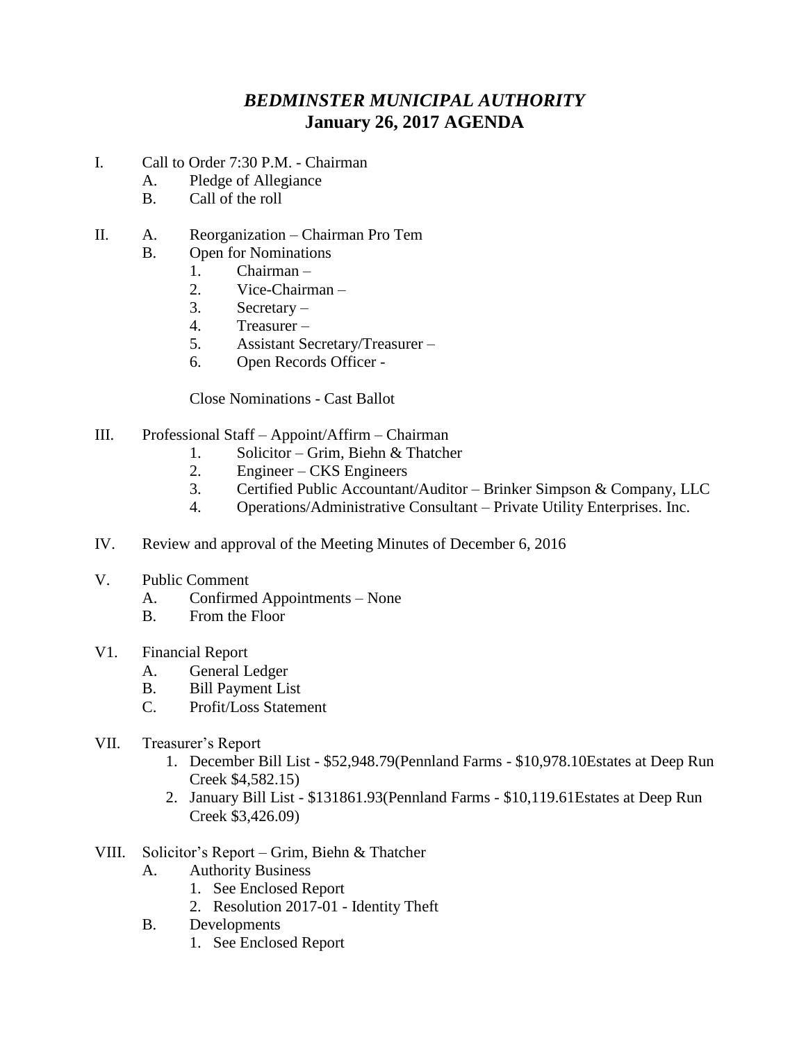# *BEDMINSTER MUNICIPAL AUTHORITY*
## January 26, 2017 AGENDA

I. Call to Order 7:30 P.M. - Chairman
   - A. Pledge of Allegiance
   - B. Call of the roll

II. A. Reorganization – Chairman Pro Tem
   - B. Open for Nominations
     1. Chairman –
     2. Vice-Chairman –
     3. Secretary –
     4. Treasurer –
     5. Assistant Secretary/Treasurer –
     6. Open Records Officer -

     Close Nominations - Cast Ballot

III. Professional Staff – Appoint/Affirm – Chairman
   1. Solicitor – Grim, Biehn & Thatcher
   2. Engineer – CKS Engineers
   3. Certified Public Accountant/Auditor – Brinker Simpson & Company, LLC
   4. Operations/Administrative Consultant – Private Utility Enterprises. Inc.

IV. Review and approval of the Meeting Minutes of December 6, 2016

V. Public Comment
   - A. Confirmed Appointments – None
   - B. From the Floor

V1. Financial Report
   - A. General Ledger
   - B. Bill Payment List
   - C. Profit/Loss Statement

VII. Treasurer's Report
   1. December Bill List - $52,948.79(Pennland Farms - $10,978.10Estates at Deep Run Creek $4,582.15)
   2. January Bill List - $131861.93(Pennland Farms - $10,119.61Estates at Deep Run Creek $3,426.09)

VIII. Solicitor's Report – Grim, Biehn & Thatcher
   - A. Authority Business
     1. See Enclosed Report
     2. Resolution 2017-01 - Identity Theft
   - B. Developments
     1. See Enclosed Report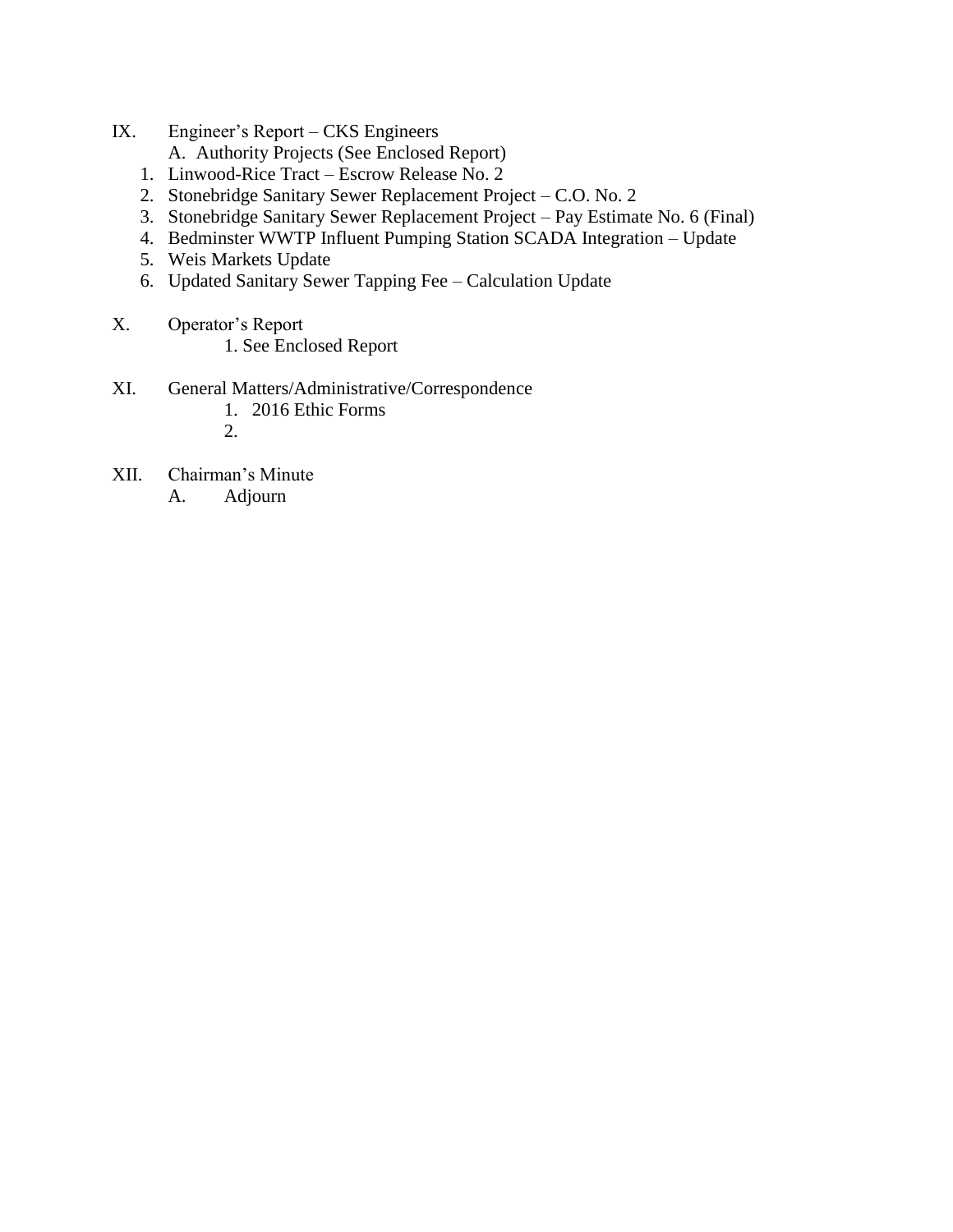IX. Engineer's Report – CKS Engineers

A. Authority Projects (See Enclosed Report)

1. Linwood-Rice Tract – Escrow Release No. 2
2. Stonebridge Sanitary Sewer Replacement Project – C.O. No. 2
3. Stonebridge Sanitary Sewer Replacement Project – Pay Estimate No. 6 (Final)
4. Bedminster WWTP Influent Pumping Station SCADA Integration – Update
5. Weis Markets Update
6. Updated Sanitary Sewer Tapping Fee – Calculation Update

X. Operator's Report

1. See Enclosed Report

XI. General Matters/Administrative/Correspondence

1. 2016 Ethic Forms
2.

XII. Chairman's Minute

A. Adjourn